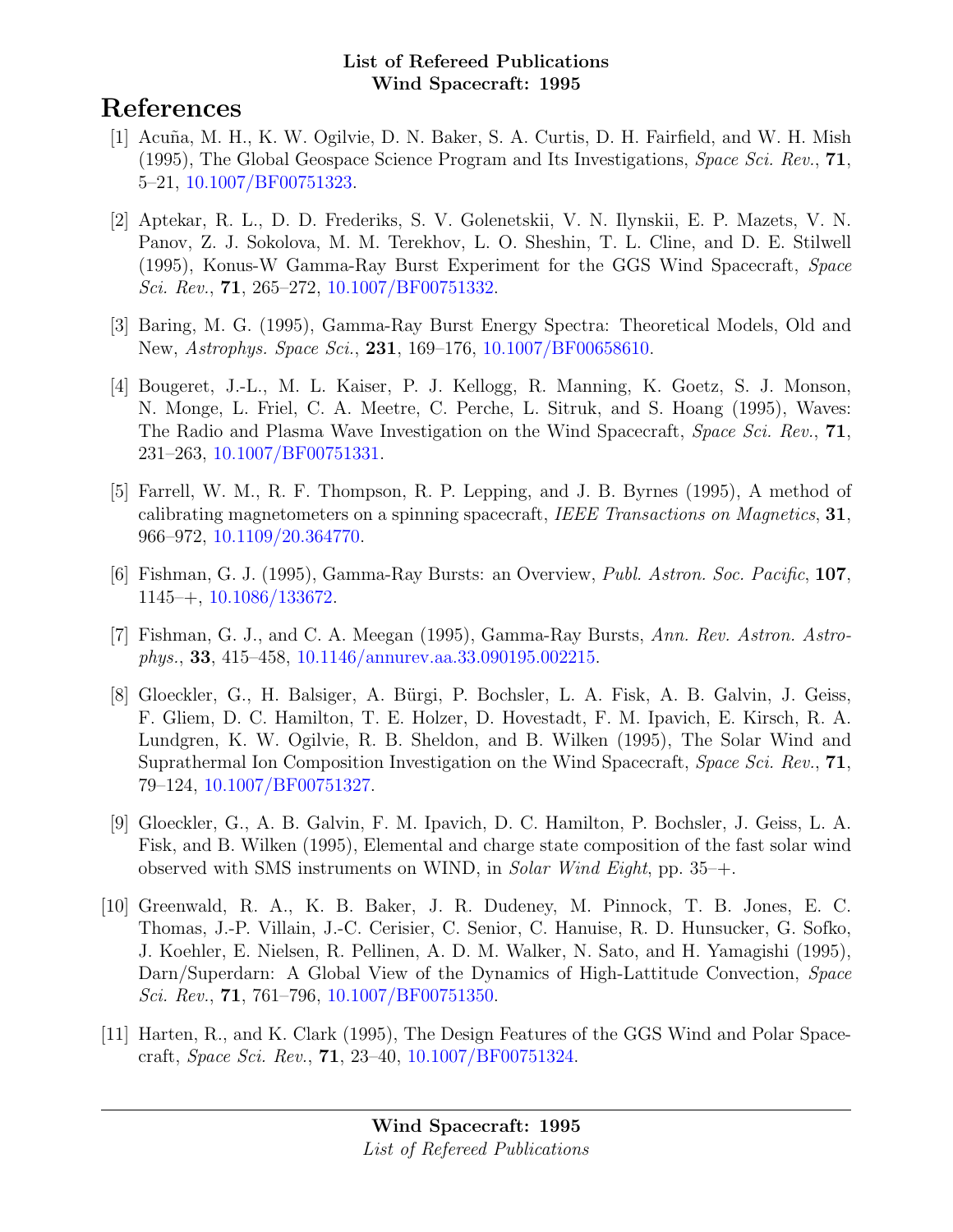**List of Refereed Publications**
**Wind Spacecraft: 1995**

# References

[1] Acuña, M. H., K. W. Ogilvie, D. N. Baker, S. A. Curtis, D. H. Fairfield, and W. H. Mish (1995), The Global Geospace Science Program and Its Investigations, *Space Sci. Rev.*, **71**, 5–21, 10.1007/BF00751323.

[2] Aptekar, R. L., D. D. Frederiks, S. V. Golenetskii, V. N. Ilynskii, E. P. Mazets, V. N. Panov, Z. J. Sokolova, M. M. Terekhov, L. O. Sheshin, T. L. Cline, and D. E. Stilwell (1995), Konus-W Gamma-Ray Burst Experiment for the GGS Wind Spacecraft, *Space Sci. Rev.*, **71**, 265–272, 10.1007/BF00751332.

[3] Baring, M. G. (1995), Gamma-Ray Burst Energy Spectra: Theoretical Models, Old and New, *Astrophys. Space Sci.*, **231**, 169–176, 10.1007/BF00658610.

[4] Bougeret, J.-L., M. L. Kaiser, P. J. Kellogg, R. Manning, K. Goetz, S. J. Monson, N. Monge, L. Friel, C. A. Meetre, C. Perche, L. Sitruk, and S. Hoang (1995), Waves: The Radio and Plasma Wave Investigation on the Wind Spacecraft, *Space Sci. Rev.*, **71**, 231–263, 10.1007/BF00751331.

[5] Farrell, W. M., R. F. Thompson, R. P. Lepping, and J. B. Byrnes (1995), A method of calibrating magnetometers on a spinning spacecraft, *IEEE Transactions on Magnetics*, **31**, 966–972, 10.1109/20.364770.

[6] Fishman, G. J. (1995), Gamma-Ray Bursts: an Overview, *Publ. Astron. Soc. Pacific*, **107**, 1145–+, 10.1086/133672.

[7] Fishman, G. J., and C. A. Meegan (1995), Gamma-Ray Bursts, *Ann. Rev. Astron. Astrophys.*, **33**, 415–458, 10.1146/annurev.aa.33.090195.002215.

[8] Gloeckler, G., H. Balsiger, A. Bürgi, P. Bochsler, L. A. Fisk, A. B. Galvin, J. Geiss, F. Gliem, D. C. Hamilton, T. E. Holzer, D. Hovestadt, F. M. Ipavich, E. Kirsch, R. A. Lundgren, K. W. Ogilvie, R. B. Sheldon, and B. Wilken (1995), The Solar Wind and Suprathermal Ion Composition Investigation on the Wind Spacecraft, *Space Sci. Rev.*, **71**, 79–124, 10.1007/BF00751327.

[9] Gloeckler, G., A. B. Galvin, F. M. Ipavich, D. C. Hamilton, P. Bochsler, J. Geiss, L. A. Fisk, and B. Wilken (1995), Elemental and charge state composition of the fast solar wind observed with SMS instruments on WIND, in *Solar Wind Eight*, pp. 35–+.

[10] Greenwald, R. A., K. B. Baker, J. R. Dudeney, M. Pinnock, T. B. Jones, E. C. Thomas, J.-P. Villain, J.-C. Cerisier, C. Senior, C. Hanuise, R. D. Hunsucker, G. Sofko, J. Koehler, E. Nielsen, R. Pellinen, A. D. M. Walker, N. Sato, and H. Yamagishi (1995), Darn/Superdarn: A Global View of the Dynamics of High-Lattitude Convection, *Space Sci. Rev.*, **71**, 761–796, 10.1007/BF00751350.

[11] Harten, R., and K. Clark (1995), The Design Features of the GGS Wind and Polar Spacecraft, *Space Sci. Rev.*, **71**, 23–40, 10.1007/BF00751324.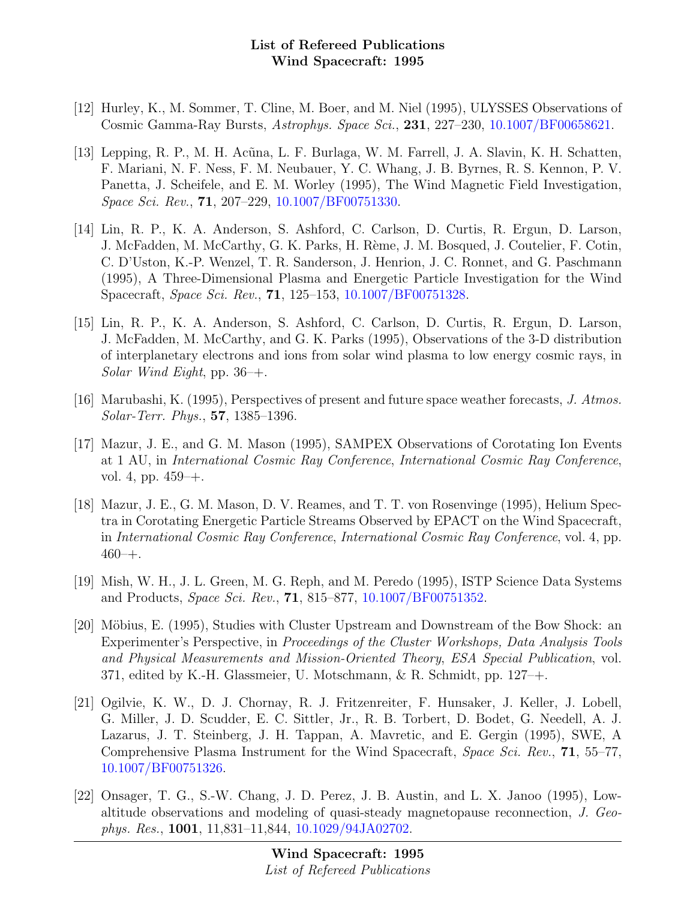[12] Hurley, K., M. Sommer, T. Cline, M. Boer, and M. Niel (1995), ULYSSES Observations of Cosmic Gamma-Ray Bursts, *Astrophys. Space Sci.*, **231**, 227–230, 10.1007/BF00658621.

[13] Lepping, R. P., M. H. Acũna, L. F. Burlaga, W. M. Farrell, J. A. Slavin, K. H. Schatten, F. Mariani, N. F. Ness, F. M. Neubauer, Y. C. Whang, J. B. Byrnes, R. S. Kennon, P. V. Panetta, J. Scheifele, and E. M. Worley (1995), The Wind Magnetic Field Investigation, *Space Sci. Rev.*, **71**, 207–229, 10.1007/BF00751330.

[14] Lin, R. P., K. A. Anderson, S. Ashford, C. Carlson, D. Curtis, R. Ergun, D. Larson, J. McFadden, M. McCarthy, G. K. Parks, H. Rème, J. M. Bosqued, J. Coutelier, F. Cotin, C. D'Uston, K.-P. Wenzel, T. R. Sanderson, J. Henrion, J. C. Ronnet, and G. Paschmann (1995), A Three-Dimensional Plasma and Energetic Particle Investigation for the Wind Spacecraft, *Space Sci. Rev.*, **71**, 125–153, 10.1007/BF00751328.

[15] Lin, R. P., K. A. Anderson, S. Ashford, C. Carlson, D. Curtis, R. Ergun, D. Larson, J. McFadden, M. McCarthy, and G. K. Parks (1995), Observations of the 3-D distribution of interplanetary electrons and ions from solar wind plasma to low energy cosmic rays, in *Solar Wind Eight*, pp. 36–+.

[16] Marubashi, K. (1995), Perspectives of present and future space weather forecasts, *J. Atmos. Solar-Terr. Phys.*, **57**, 1385–1396.

[17] Mazur, J. E., and G. M. Mason (1995), SAMPEX Observations of Corotating Ion Events at 1 AU, in *International Cosmic Ray Conference*, *International Cosmic Ray Conference*, vol. 4, pp. 459–+.

[18] Mazur, J. E., G. M. Mason, D. V. Reames, and T. T. von Rosenvinge (1995), Helium Spectra in Corotating Energetic Particle Streams Observed by EPACT on the Wind Spacecraft, in *International Cosmic Ray Conference*, *International Cosmic Ray Conference*, vol. 4, pp. 460–+.

[19] Mish, W. H., J. L. Green, M. G. Reph, and M. Peredo (1995), ISTP Science Data Systems and Products, *Space Sci. Rev.*, **71**, 815–877, 10.1007/BF00751352.

[20] Möbius, E. (1995), Studies with Cluster Upstream and Downstream of the Bow Shock: an Experimenter's Perspective, in *Proceedings of the Cluster Workshops, Data Analysis Tools and Physical Measurements and Mission-Oriented Theory*, *ESA Special Publication*, vol. 371, edited by K.-H. Glassmeier, U. Motschmann, & R. Schmidt, pp. 127–+.

[21] Ogilvie, K. W., D. J. Chornay, R. J. Fritzenreiter, F. Hunsaker, J. Keller, J. Lobell, G. Miller, J. D. Scudder, E. C. Sittler, Jr., R. B. Torbert, D. Bodet, G. Needell, A. J. Lazarus, J. T. Steinberg, J. H. Tappan, A. Mavretic, and E. Gergin (1995), SWE, A Comprehensive Plasma Instrument for the Wind Spacecraft, *Space Sci. Rev.*, **71**, 55–77, 10.1007/BF00751326.

[22] Onsager, T. G., S.-W. Chang, J. D. Perez, J. B. Austin, and L. X. Janoo (1995), Low-altitude observations and modeling of quasi-steady magnetopause reconnection, *J. Geophys. Res.*, **1001**, 11,831–11,844, 10.1029/94JA02702.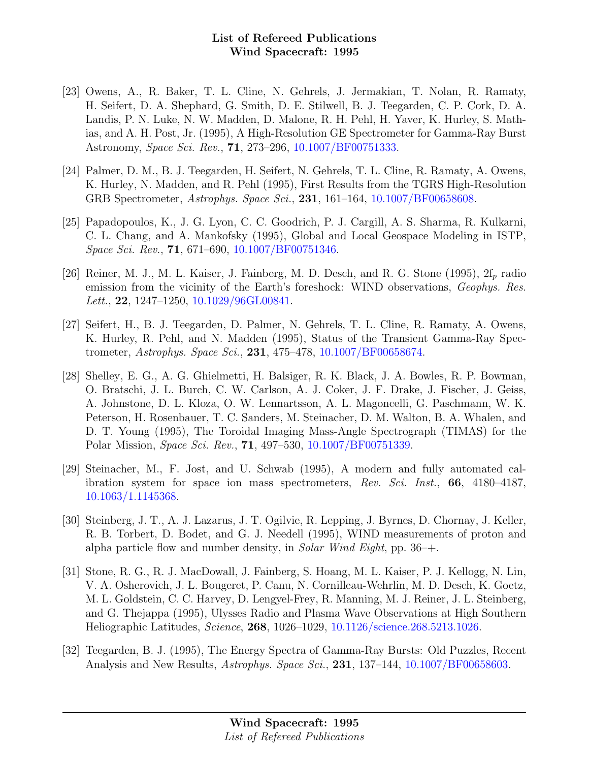[23] Owens, A., R. Baker, T. L. Cline, N. Gehrels, J. Jermakian, T. Nolan, R. Ramaty, H. Seifert, D. A. Shephard, G. Smith, D. E. Stilwell, B. J. Teegarden, C. P. Cork, D. A. Landis, P. N. Luke, N. W. Madden, D. Malone, R. H. Pehl, H. Yaver, K. Hurley, S. Mathias, and A. H. Post, Jr. (1995), A High-Resolution GE Spectrometer for Gamma-Ray Burst Astronomy, *Space Sci. Rev.*, **71**, 273–296, 10.1007/BF00751333.

[24] Palmer, D. M., B. J. Teegarden, H. Seifert, N. Gehrels, T. L. Cline, R. Ramaty, A. Owens, K. Hurley, N. Madden, and R. Pehl (1995), First Results from the TGRS High-Resolution GRB Spectrometer, *Astrophys. Space Sci.*, **231**, 161–164, 10.1007/BF00658608.

[25] Papadopoulos, K., J. G. Lyon, C. C. Goodrich, P. J. Cargill, A. S. Sharma, R. Kulkarni, C. L. Chang, and A. Mankofsky (1995), Global and Local Geospace Modeling in ISTP, *Space Sci. Rev.*, **71**, 671–690, 10.1007/BF00751346.

[26] Reiner, M. J., M. L. Kaiser, J. Fainberg, M. D. Desch, and R. G. Stone (1995), 2f$_p$ radio emission from the vicinity of the Earth's foreshock: WIND observations, *Geophys. Res. Lett.*, **22**, 1247–1250, 10.1029/96GL00841.

[27] Seifert, H., B. J. Teegarden, D. Palmer, N. Gehrels, T. L. Cline, R. Ramaty, A. Owens, K. Hurley, R. Pehl, and N. Madden (1995), Status of the Transient Gamma-Ray Spectrometer, *Astrophys. Space Sci.*, **231**, 475–478, 10.1007/BF00658674.

[28] Shelley, E. G., A. G. Ghielmetti, H. Balsiger, R. K. Black, J. A. Bowles, R. P. Bowman, O. Bratschi, J. L. Burch, C. W. Carlson, A. J. Coker, J. F. Drake, J. Fischer, J. Geiss, A. Johnstone, D. L. Kloza, O. W. Lennartsson, A. L. Magoncelli, G. Paschmann, W. K. Peterson, H. Rosenbauer, T. C. Sanders, M. Steinacher, D. M. Walton, B. A. Whalen, and D. T. Young (1995), The Toroidal Imaging Mass-Angle Spectrograph (TIMAS) for the Polar Mission, *Space Sci. Rev.*, **71**, 497–530, 10.1007/BF00751339.

[29] Steinacher, M., F. Jost, and U. Schwab (1995), A modern and fully automated calibration system for space ion mass spectrometers, *Rev. Sci. Inst.*, **66**, 4180–4187, 10.1063/1.1145368.

[30] Steinberg, J. T., A. J. Lazarus, J. T. Ogilvie, R. Lepping, J. Byrnes, D. Chornay, J. Keller, R. B. Torbert, D. Bodet, and G. J. Needell (1995), WIND measurements of proton and alpha particle flow and number density, in *Solar Wind Eight*, pp. 36–+.

[31] Stone, R. G., R. J. MacDowall, J. Fainberg, S. Hoang, M. L. Kaiser, P. J. Kellogg, N. Lin, V. A. Osherovich, J. L. Bougeret, P. Canu, N. Cornilleau-Wehrlin, M. D. Desch, K. Goetz, M. L. Goldstein, C. C. Harvey, D. Lengyel-Frey, R. Manning, M. J. Reiner, J. L. Steinberg, and G. Thejappa (1995), Ulysses Radio and Plasma Wave Observations at High Southern Heliographic Latitudes, *Science*, **268**, 1026–1029, 10.1126/science.268.5213.1026.

[32] Teegarden, B. J. (1995), The Energy Spectra of Gamma-Ray Bursts: Old Puzzles, Recent Analysis and New Results, *Astrophys. Space Sci.*, **231**, 137–144, 10.1007/BF00658603.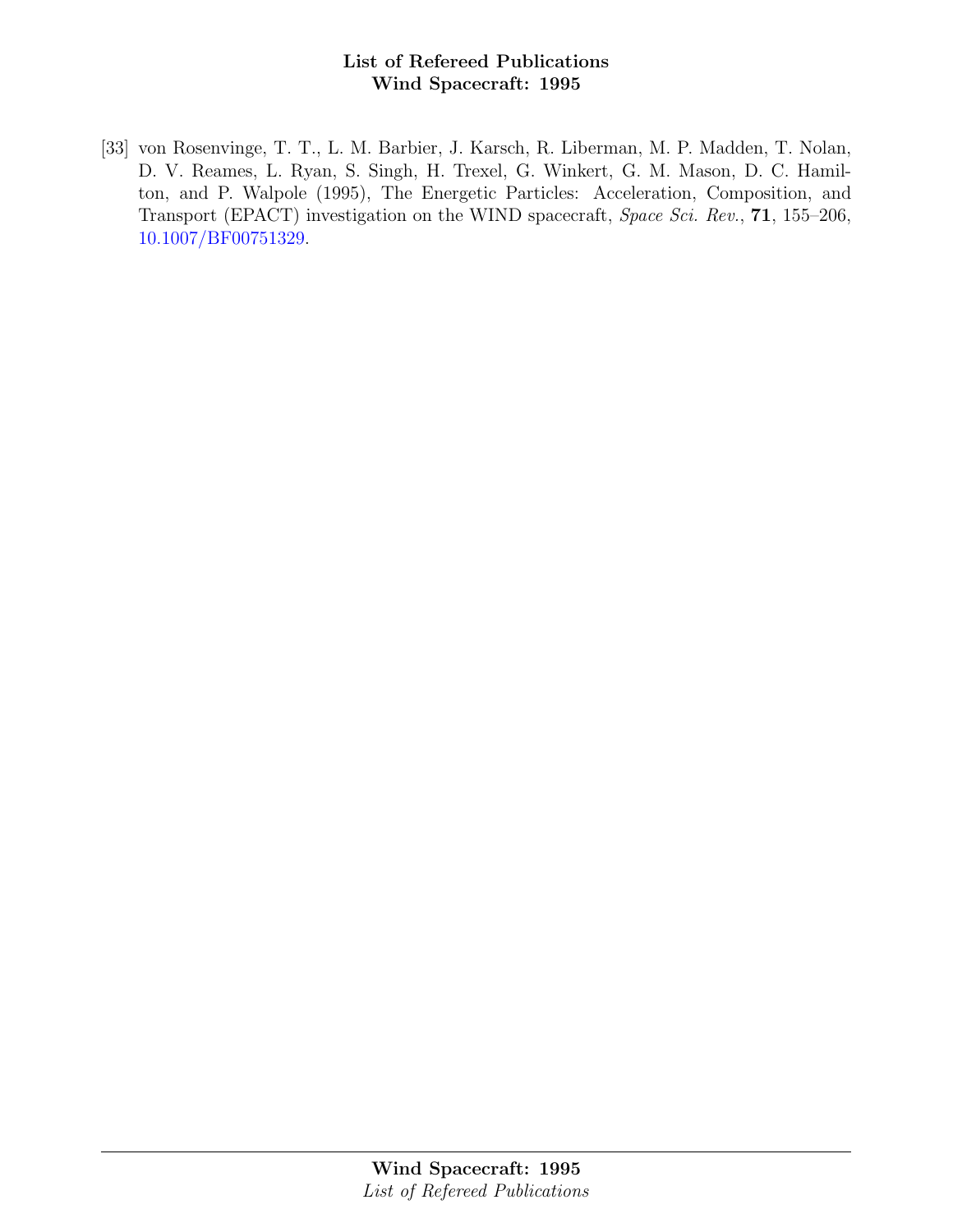[33] von Rosenvinge, T. T., L. M. Barbier, J. Karsch, R. Liberman, M. P. Madden, T. Nolan, D. V. Reames, L. Ryan, S. Singh, H. Trexel, G. Winkert, G. M. Mason, D. C. Hamilton, and P. Walpole (1995), The Energetic Particles: Acceleration, Composition, and Transport (EPACT) investigation on the WIND spacecraft, *Space Sci. Rev.*, **71**, 155–206, 10.1007/BF00751329.